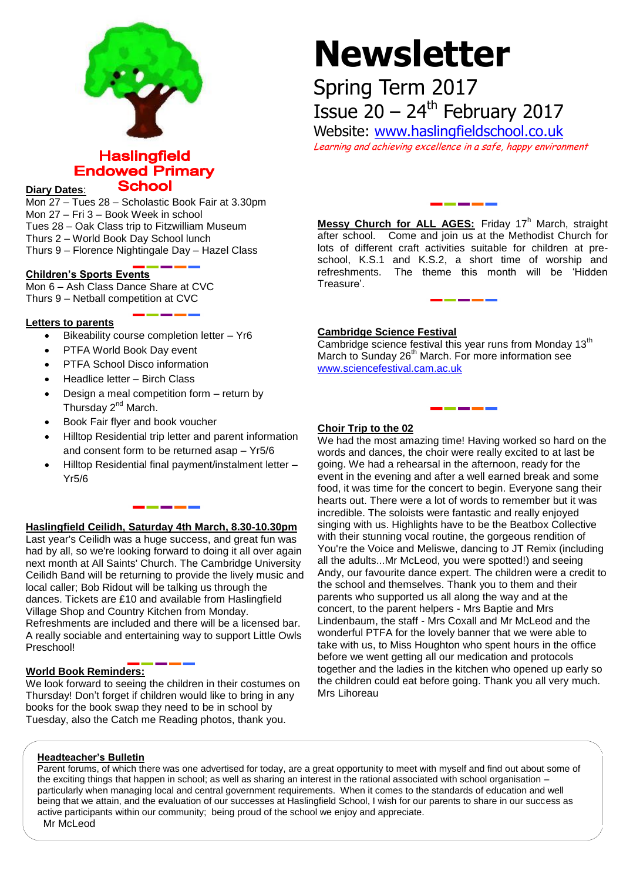**Haslingfield Endowed Primary School**

# Newsletter

Spring Term 2017

Issue 20 – 24th February 2017

Website: www.haslingfieldschool.co.uk

*Learning and achieving excellence in a safe, happy environment*

**Diary Dates:**

Mon 27 – Tues 28 – Scholastic Book Fair at 3.30pm
Mon 27 – Fri 3 – Book Week in school
Tues 28 – Oak Class trip to Fitzwilliam Museum
Thurs 2 – World Book Day School lunch
Thurs 9 – Florence Nightingale Day – Hazel Class

**Children's Sports Events**

Mon 6 – Ash Class Dance Share at CVC
Thurs 9 – Netball competition at CVC

**Letters to parents**

- Bikeability course completion letter – Yr6
- PTFA World Book Day event
- PTFA School Disco information
- Headlice letter – Birch Class
- Design a meal competition form – return by Thursday 2nd March.
- Book Fair flyer and book voucher
- Hilltop Residential trip letter and parent information and consent form to be returned asap – Yr5/6
- Hilltop Residential final payment/instalment letter – Yr5/6

**Haslingfield Ceilidh, Saturday 4th March, 8.30-10.30pm**

Last year's Ceilidh was a huge success, and great fun was had by all, so we're looking forward to doing it all over again next month at All Saints' Church. The Cambridge University Ceilidh Band will be returning to provide the lively music and local caller; Bob Ridout will be talking us through the dances. Tickets are £10 and available from Haslingfield Village Shop and Country Kitchen from Monday. Refreshments are included and there will be a licensed bar. A really sociable and entertaining way to support Little Owls Preschool!

**World Book Reminders:**

We look forward to seeing the children in their costumes on Thursday! Don't forget if children would like to bring in any books for the book swap they need to be in school by Tuesday, also the Catch me Reading photos, thank you.

**Messy Church for ALL AGES:** Friday 17th March, straight after school. Come and join us at the Methodist Church for lots of different craft activities suitable for children at pre-school, K.S.1 and K.S.2, a short time of worship and refreshments. The theme this month will be 'Hidden Treasure'.

**Cambridge Science Festival**

Cambridge science festival this year runs from Monday 13th March to Sunday 26th March. For more information see www.sciencefestival.cam.ac.uk

**Choir Trip to the 02**

We had the most amazing time! Having worked so hard on the words and dances, the choir were really excited to at last be going. We had a rehearsal in the afternoon, ready for the event in the evening and after a well earned break and some food, it was time for the concert to begin. Everyone sang their hearts out. There were a lot of words to remember but it was incredible. The soloists were fantastic and really enjoyed singing with us. Highlights have to be the Beatbox Collective with their stunning vocal routine, the gorgeous rendition of You're the Voice and Meliswe, dancing to JT Remix (including all the adults...Mr McLeod, you were spotted!) and seeing Andy, our favourite dance expert. The children were a credit to the school and themselves. Thank you to them and their parents who supported us all along the way and at the concert, to the parent helpers - Mrs Baptie and Mrs Lindenbaum, the staff - Mrs Coxall and Mr McLeod and the wonderful PTFA for the lovely banner that we were able to take with us, to Miss Houghton who spent hours in the office before we went getting all our medication and protocols together and the ladies in the kitchen who opened up early so the children could eat before going. Thank you all very much. Mrs Lihoreau

**Headteacher's Bulletin**

Parent forums, of which there was one advertised for today, are a great opportunity to meet with myself and find out about some of the exciting things that happen in school; as well as sharing an interest in the rational associated with school organisation – particularly when managing local and central government requirements. When it comes to the standards of education and well being that we attain, and the evaluation of our successes at Haslingfield School, I wish for our parents to share in our success as active participants within our community; being proud of the school we enjoy and appreciate.

Mr McLeod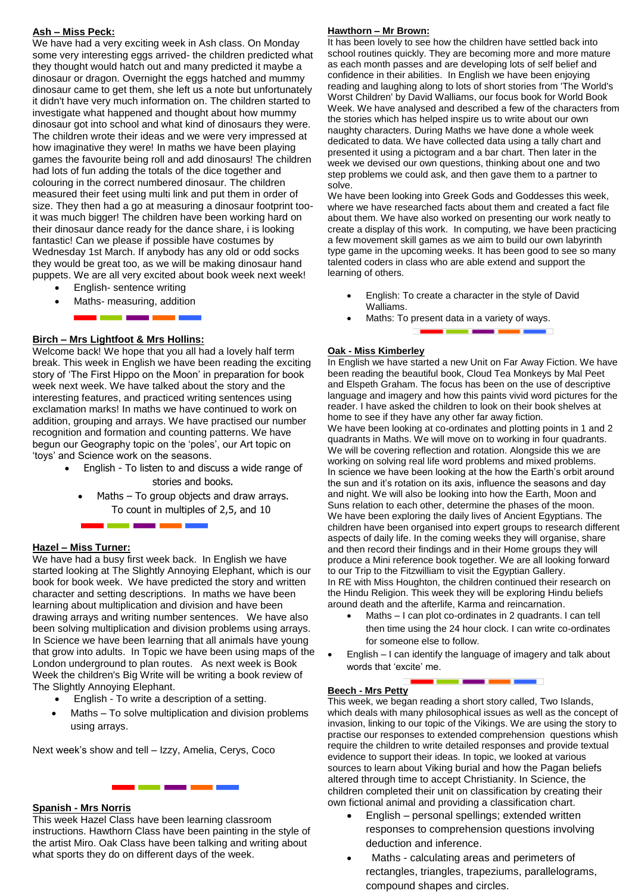## Ash – Miss Peck:

We have had a very exciting week in Ash class. On Monday some very interesting eggs arrived- the children predicted what they thought would hatch out and many predicted it maybe a dinosaur or dragon. Overnight the eggs hatched and mummy dinosaur came to get them, she left us a note but unfortunately it didn't have very much information on. The children started to investigate what happened and thought about how mummy dinosaur got into school and what kind of dinosaurs they were. The children wrote their ideas and we were very impressed at how imaginative they were! In maths we have been playing games the favourite being roll and add dinosaurs! The children had lots of fun adding the totals of the dice together and colouring in the correct numbered dinosaur. The children measured their feet using multi link and put them in order of size. They then had a go at measuring a dinosaur footprint too- it was much bigger! The children have been working hard on their dinosaur dance ready for the dance share, i is looking fantastic! Can we please if possible have costumes by Wednesday 1st March. If anybody has any old or odd socks they would be great too, as we will be making dinosaur hand puppets. We are all very excited about book week next week!

- English- sentence writing
- Maths- measuring, addition

## Birch – Mrs Lightfoot & Mrs Hollins:

Welcome back! We hope that you all had a lovely half term break. This week in English we have been reading the exciting story of 'The First Hippo on the Moon' in preparation for book week next week. We have talked about the story and the interesting features, and practiced writing sentences using exclamation marks! In maths we have continued to work on addition, grouping and arrays. We have practised our number recognition and formation and counting patterns. We have begun our Geography topic on the 'poles', our Art topic on 'toys' and Science work on the seasons.

- English - To listen to and discuss a wide range of stories and books.
- Maths – To group objects and draw arrays. To count in multiples of 2,5, and 10

## Hazel – Miss Turner:

We have had a busy first week back. In English we have started looking at The Slightly Annoying Elephant, which is our book for book week. We have predicted the story and written character and setting descriptions. In maths we have been learning about multiplication and division and have been drawing arrays and writing number sentences. We have also been solving multiplication and division problems using arrays. In Science we have been learning that all animals have young that grow into adults. In Topic we have been using maps of the London underground to plan routes. As next week is Book Week the children's Big Write will be writing a book review of The Slightly Annoying Elephant.

- English - To write a description of a setting.
- Maths – To solve multiplication and division problems using arrays.

Next week's show and tell – Izzy, Amelia, Cerys, Coco

## Spanish - Mrs Norris

This week Hazel Class have been learning classroom instructions. Hawthorn Class have been painting in the style of the artist Miro. Oak Class have been talking and writing about what sports they do on different days of the week.

## Hawthorn – Mr Brown:

It has been lovely to see how the children have settled back into school routines quickly. They are becoming more and more mature as each month passes and are developing lots of self belief and confidence in their abilities. In English we have been enjoying reading and laughing along to lots of short stories from 'The World's Worst Children' by David Walliams, our focus book for World Book Week. We have analysed and described a few of the characters from the stories which has helped inspire us to write about our own naughty characters. During Maths we have done a whole week dedicated to data. We have collected data using a tally chart and presented it using a pictogram and a bar chart. Then later in the week we devised our own questions, thinking about one and two step problems we could ask, and then gave them to a partner to solve.

We have been looking into Greek Gods and Goddesses this week, where we have researched facts about them and created a fact file about them. We have also worked on presenting our work neatly to create a display of this work. In computing, we have been practicing a few movement skill games as we aim to build our own labyrinth type game in the upcoming weeks. It has been good to see so many talented coders in class who are able extend and support the learning of others.

- English: To create a character in the style of David Walliams.
- Maths: To present data in a variety of ways.

## Oak - Miss Kimberley

In English we have started a new Unit on Far Away Fiction. We have been reading the beautiful book, Cloud Tea Monkeys by Mal Peet and Elspeth Graham. The focus has been on the use of descriptive language and imagery and how this paints vivid word pictures for the reader. I have asked the children to look on their book shelves at home to see if they have any other far away fiction.

We have been looking at co-ordinates and plotting points in 1 and 2 quadrants in Maths. We will move on to working in four quadrants. We will be covering reflection and rotation. Alongside this we are working on solving real life word problems and mixed problems.

In science we have been looking at the how the Earth's orbit around the sun and it's rotation on its axis, influence the seasons and day and night. We will also be looking into how the Earth, Moon and Suns relation to each other, determine the phases of the moon.

We have been exploring the daily lives of Ancient Egyptians. The children have been organised into expert groups to research different aspects of daily life. In the coming weeks they will organise, share and then record their findings and in their Home groups they will produce a Mini reference book together. We are all looking forward to our Trip to the Fitzwilliam to visit the Egyptian Gallery.

In RE with Miss Houghton, the children continued their research on the Hindu Religion. This week they will be exploring Hindu beliefs around death and the afterlife, Karma and reincarnation.

- Maths – I can plot co-ordinates in 2 quadrants. I can tell then time using the 24 hour clock. I can write co-ordinates for someone else to follow.
- English – I can identify the language of imagery and talk about words that 'excite' me.

## Beech - Mrs Petty

This week, we began reading a short story called, Two Islands, which deals with many philosophical issues as well as the concept of invasion, linking to our topic of the Vikings. We are using the story to practise our responses to extended comprehension questions which require the children to write detailed responses and provide textual evidence to support their ideas. In topic, we looked at various sources to learn about Viking burial and how the Pagan beliefs altered through time to accept Christianity. In Science, the children completed their unit on classification by creating their own fictional animal and providing a classification chart.

- English – personal spellings; extended written responses to comprehension questions involving deduction and inference.
- Maths - calculating areas and perimeters of rectangles, triangles, trapeziums, parallelograms, compound shapes and circles.